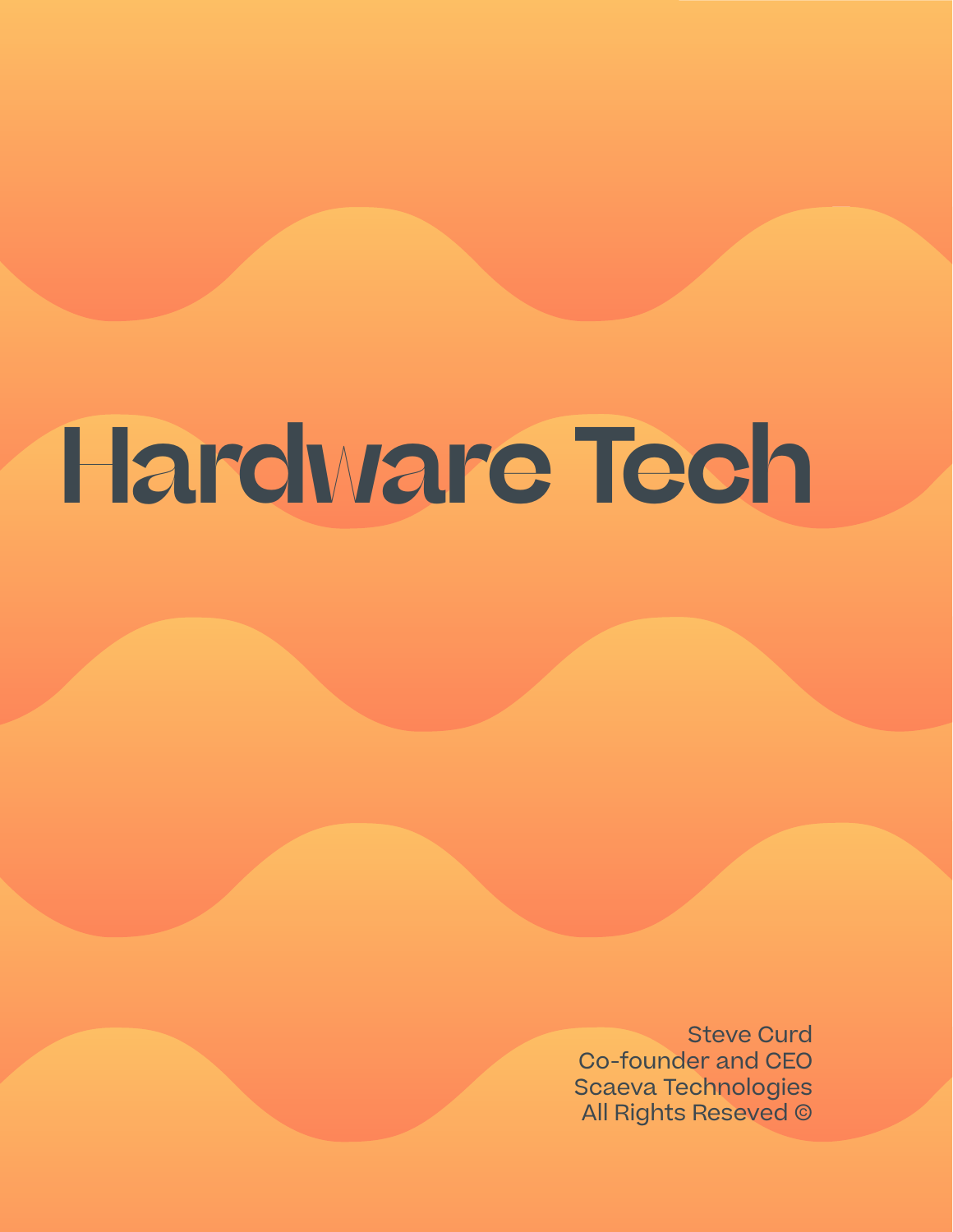# Hardware Tech

Steve Curd
Co-founder and CEO
Scaeva Technologies
All Rights Reseved ©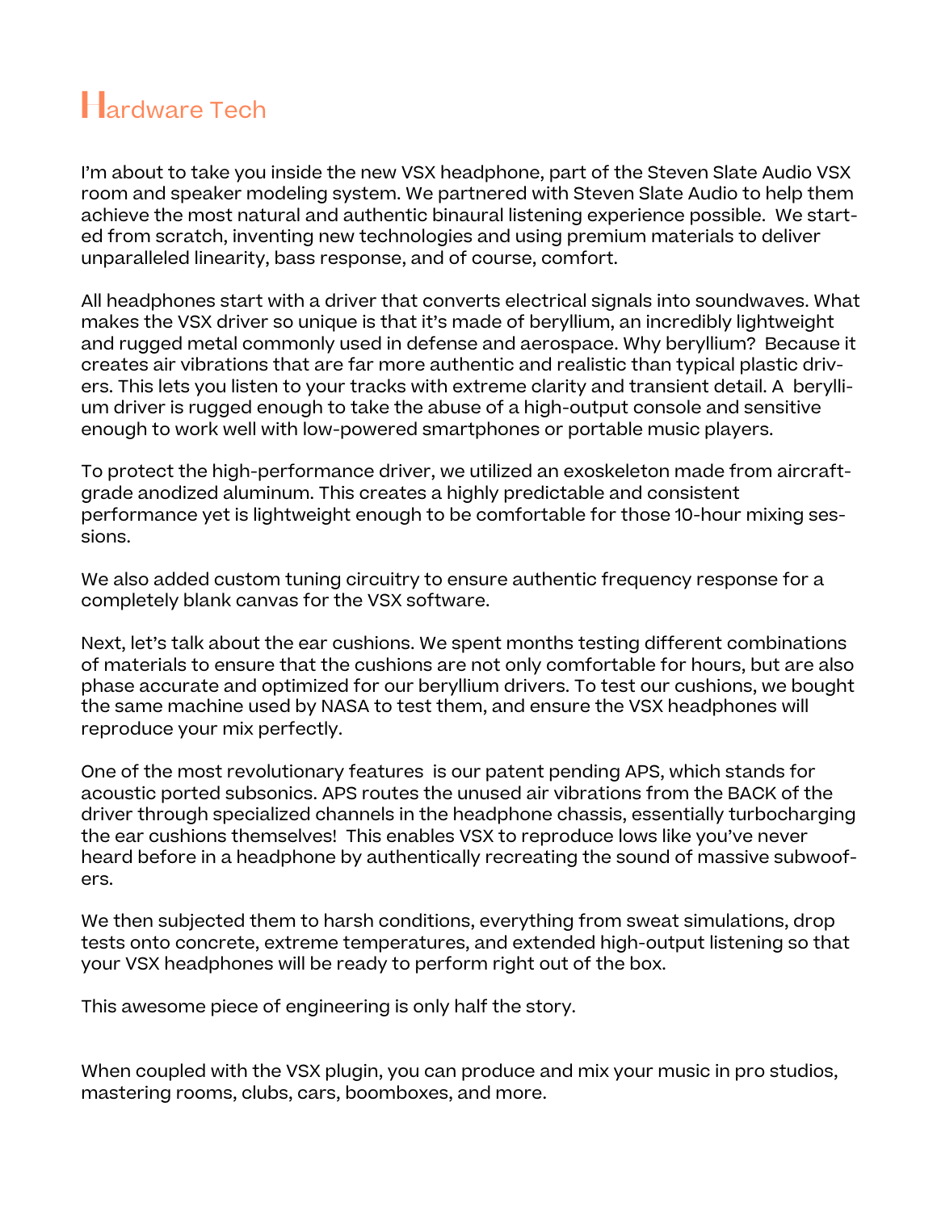# Hardware Tech

I'm about to take you inside the new VSX headphone, part of the Steven Slate Audio VSX room and speaker modeling system. We partnered with Steven Slate Audio to help them achieve the most natural and authentic binaural listening experience possible. We started from scratch, inventing new technologies and using premium materials to deliver unparalleled linearity, bass response, and of course, comfort.

All headphones start with a driver that converts electrical signals into soundwaves. What makes the VSX driver so unique is that it's made of beryllium, an incredibly lightweight and rugged metal commonly used in defense and aerospace. Why beryllium? Because it creates air vibrations that are far more authentic and realistic than typical plastic drivers. This lets you listen to your tracks with extreme clarity and transient detail. A beryllium driver is rugged enough to take the abuse of a high-output console and sensitive enough to work well with low-powered smartphones or portable music players.

To protect the high-performance driver, we utilized an exoskeleton made from aircraft-grade anodized aluminum. This creates a highly predictable and consistent performance yet is lightweight enough to be comfortable for those 10-hour mixing sessions.

We also added custom tuning circuitry to ensure authentic frequency response for a completely blank canvas for the VSX software.

Next, let's talk about the ear cushions. We spent months testing different combinations of materials to ensure that the cushions are not only comfortable for hours, but are also phase accurate and optimized for our beryllium drivers. To test our cushions, we bought the same machine used by NASA to test them, and ensure the VSX headphones will reproduce your mix perfectly.

One of the most revolutionary features is our patent pending APS, which stands for acoustic ported subsonics. APS routes the unused air vibrations from the BACK of the driver through specialized channels in the headphone chassis, essentially turbocharging the ear cushions themselves! This enables VSX to reproduce lows like you've never heard before in a headphone by authentically recreating the sound of massive subwoofers.

We then subjected them to harsh conditions, everything from sweat simulations, drop tests onto concrete, extreme temperatures, and extended high-output listening so that your VSX headphones will be ready to perform right out of the box.

This awesome piece of engineering is only half the story.

When coupled with the VSX plugin, you can produce and mix your music in pro studios, mastering rooms, clubs, cars, boomboxes, and more.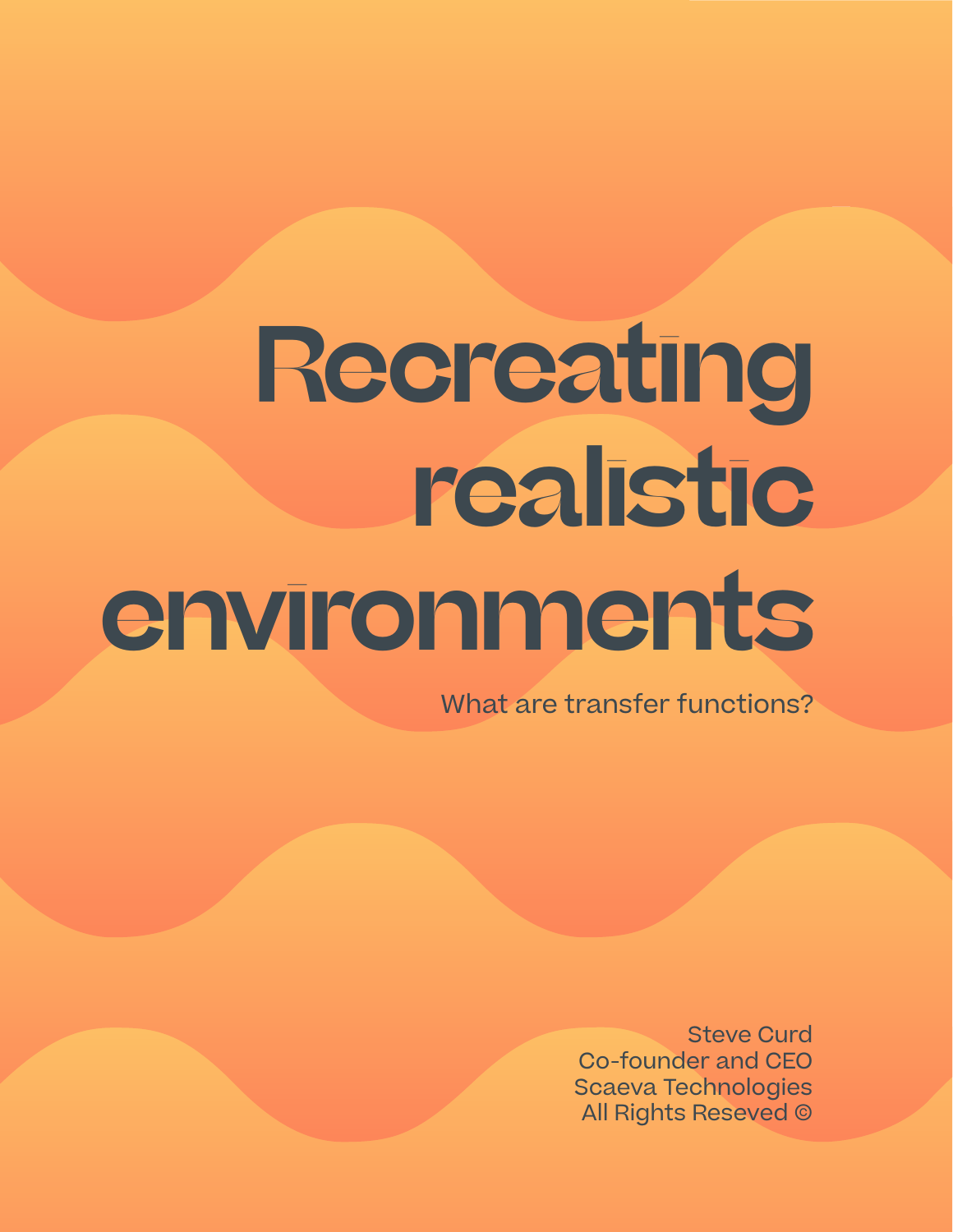# Recreating realistic environments

What are transfer functions?

Steve Curd
Co-founder and CEO
Scaeva Technologies
All Rights Reseved ©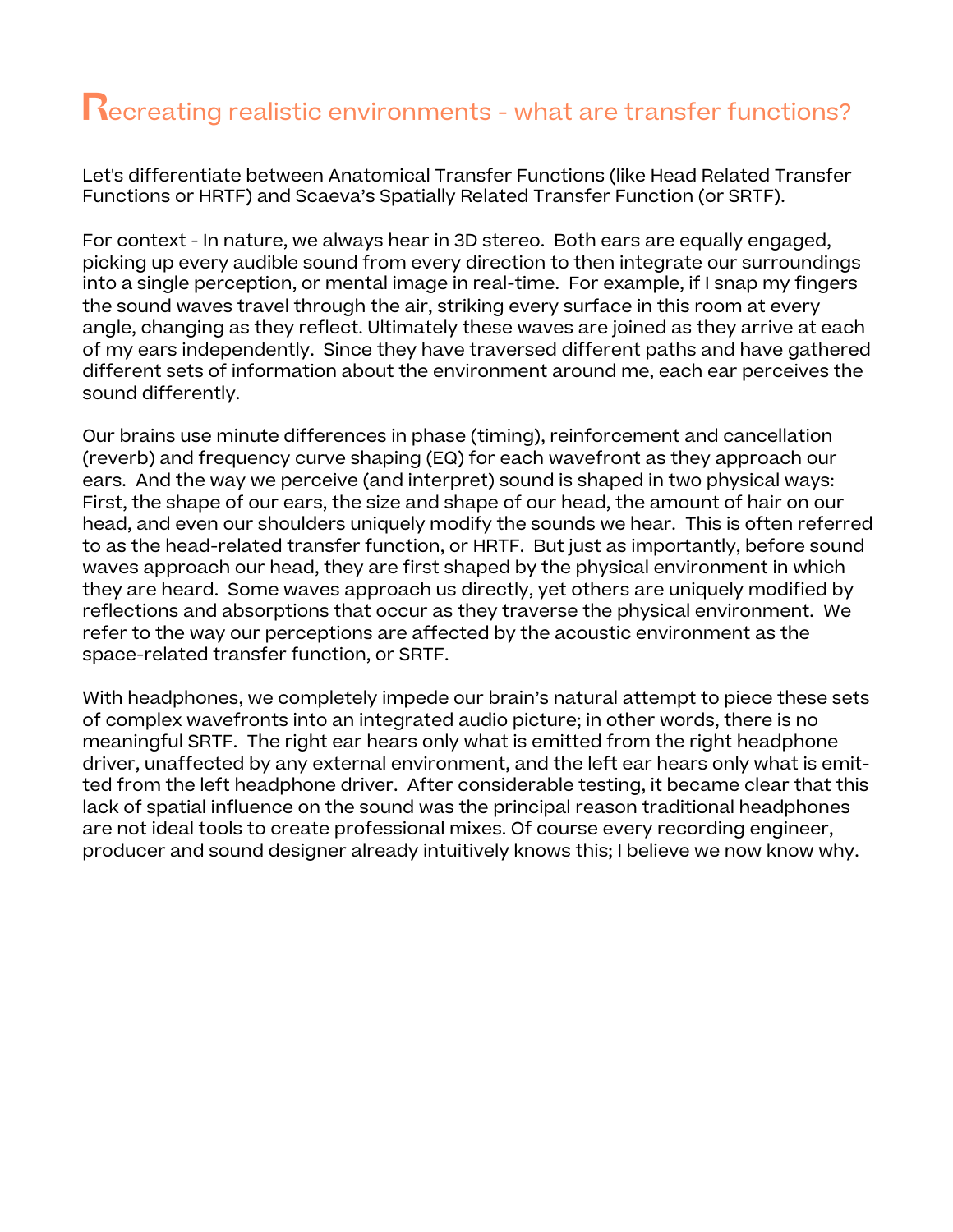# Recreating realistic environments - what are transfer functions?

Let's differentiate between Anatomical Transfer Functions (like Head Related Transfer Functions or HRTF) and Scaeva's Spatially Related Transfer Function (or SRTF).

For context - In nature, we always hear in 3D stereo. Both ears are equally engaged, picking up every audible sound from every direction to then integrate our surroundings into a single perception, or mental image in real-time. For example, if I snap my fingers the sound waves travel through the air, striking every surface in this room at every angle, changing as they reflect. Ultimately these waves are joined as they arrive at each of my ears independently. Since they have traversed different paths and have gathered different sets of information about the environment around me, each ear perceives the sound differently.

Our brains use minute differences in phase (timing), reinforcement and cancellation (reverb) and frequency curve shaping (EQ) for each wavefront as they approach our ears. And the way we perceive (and interpret) sound is shaped in two physical ways: First, the shape of our ears, the size and shape of our head, the amount of hair on our head, and even our shoulders uniquely modify the sounds we hear. This is often referred to as the head-related transfer function, or HRTF. But just as importantly, before sound waves approach our head, they are first shaped by the physical environment in which they are heard. Some waves approach us directly, yet others are uniquely modified by reflections and absorptions that occur as they traverse the physical environment. We refer to the way our perceptions are affected by the acoustic environment as the space-related transfer function, or SRTF.

With headphones, we completely impede our brain's natural attempt to piece these sets of complex wavefronts into an integrated audio picture; in other words, there is no meaningful SRTF. The right ear hears only what is emitted from the right headphone driver, unaffected by any external environment, and the left ear hears only what is emitted from the left headphone driver. After considerable testing, it became clear that this lack of spatial influence on the sound was the principal reason traditional headphones are not ideal tools to create professional mixes. Of course every recording engineer, producer and sound designer already intuitively knows this; I believe we now know why.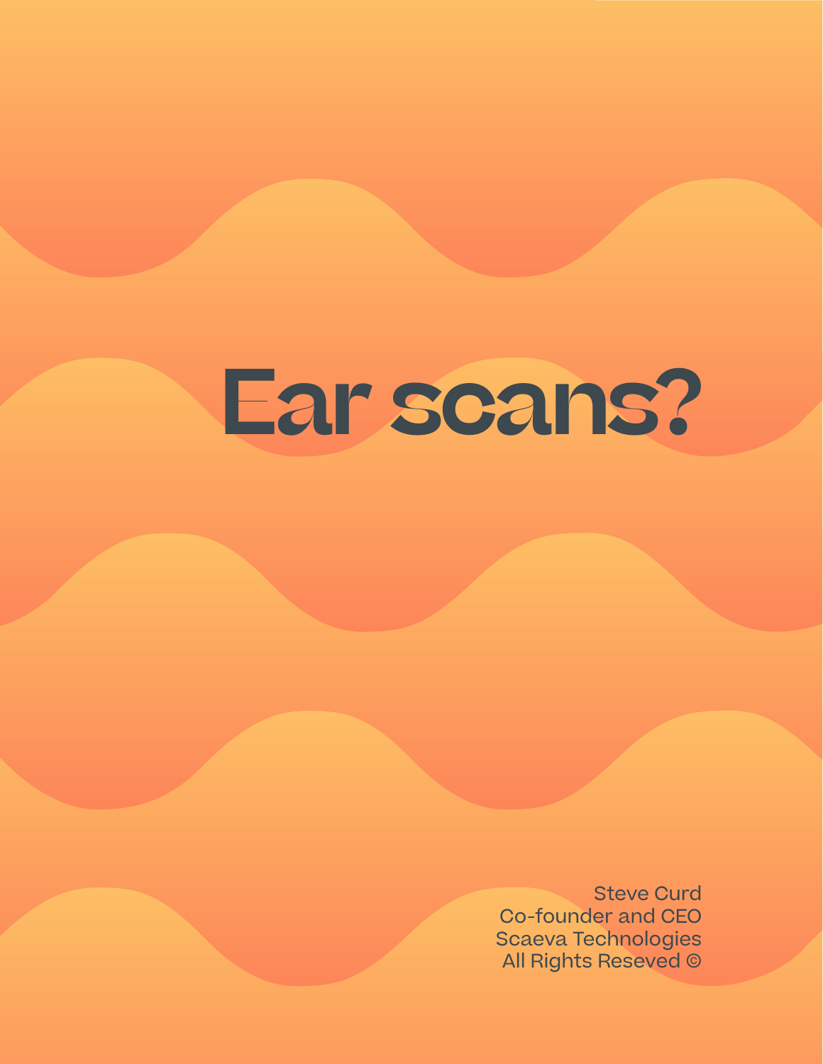# Ear scans?

Steve Curd
Co-founder and CEO
Scaeva Technologies
All Rights Reseved ©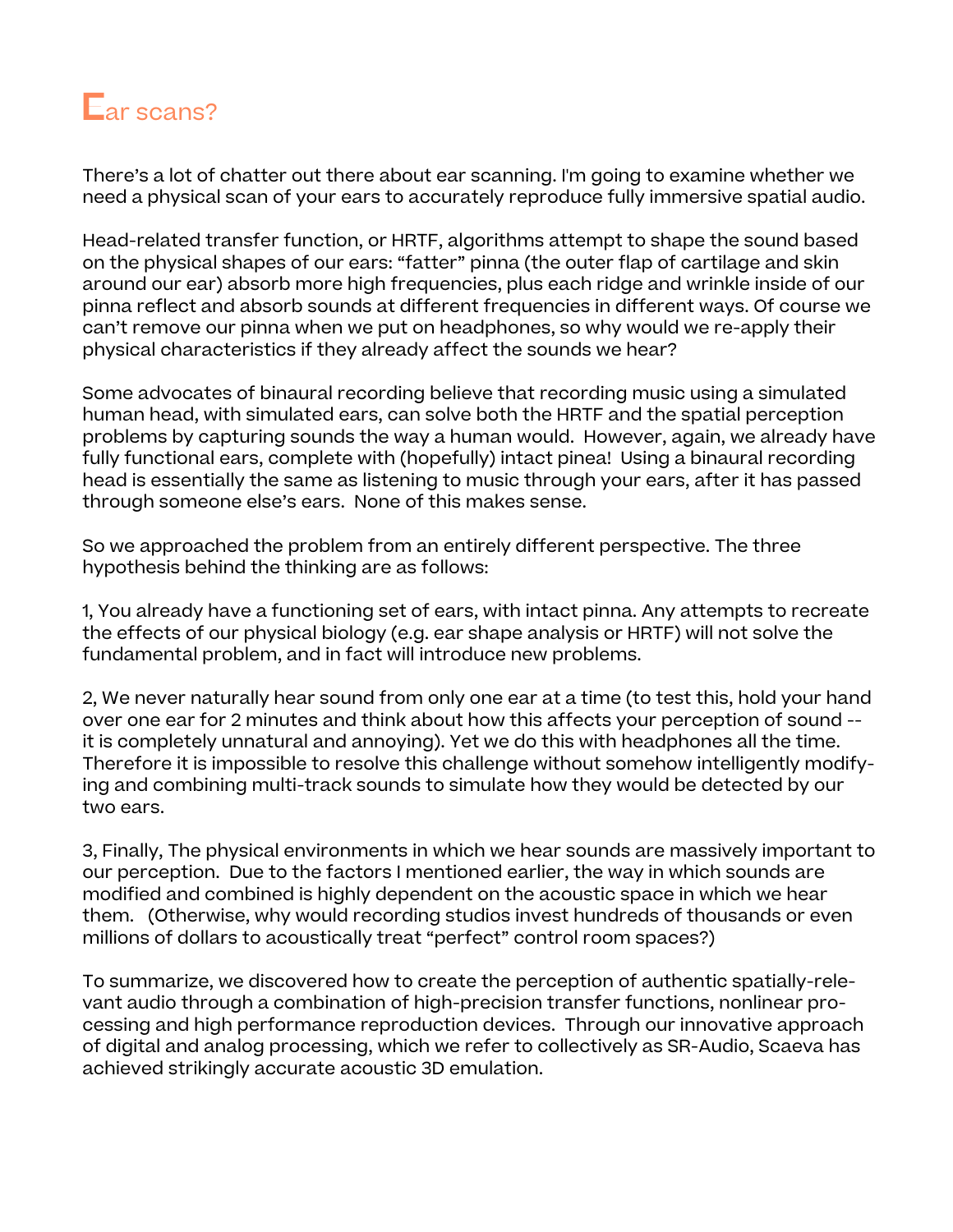# Ear scans?

There's a lot of chatter out there about ear scanning. I'm going to examine whether we need a physical scan of your ears to accurately reproduce fully immersive spatial audio.

Head-related transfer function, or HRTF, algorithms attempt to shape the sound based on the physical shapes of our ears: "fatter" pinna (the outer flap of cartilage and skin around our ear) absorb more high frequencies, plus each ridge and wrinkle inside of our pinna reflect and absorb sounds at different frequencies in different ways. Of course we can't remove our pinna when we put on headphones, so why would we re-apply their physical characteristics if they already affect the sounds we hear?

Some advocates of binaural recording believe that recording music using a simulated human head, with simulated ears, can solve both the HRTF and the spatial perception problems by capturing sounds the way a human would. However, again, we already have fully functional ears, complete with (hopefully) intact pinea! Using a binaural recording head is essentially the same as listening to music through your ears, after it has passed through someone else's ears. None of this makes sense.

So we approached the problem from an entirely different perspective. The three hypothesis behind the thinking are as follows:

1, You already have a functioning set of ears, with intact pinna. Any attempts to recreate the effects of our physical biology (e.g. ear shape analysis or HRTF) will not solve the fundamental problem, and in fact will introduce new problems.

2, We never naturally hear sound from only one ear at a time (to test this, hold your hand over one ear for 2 minutes and think about how this affects your perception of sound -- it is completely unnatural and annoying). Yet we do this with headphones all the time. Therefore it is impossible to resolve this challenge without somehow intelligently modifying and combining multi-track sounds to simulate how they would be detected by our two ears.

3, Finally, The physical environments in which we hear sounds are massively important to our perception. Due to the factors I mentioned earlier, the way in which sounds are modified and combined is highly dependent on the acoustic space in which we hear them. (Otherwise, why would recording studios invest hundreds of thousands or even millions of dollars to acoustically treat "perfect" control room spaces?)

To summarize, we discovered how to create the perception of authentic spatially-relevant audio through a combination of high-precision transfer functions, nonlinear processing and high performance reproduction devices. Through our innovative approach of digital and analog processing, which we refer to collectively as SR-Audio, Scaeva has achieved strikingly accurate acoustic 3D emulation.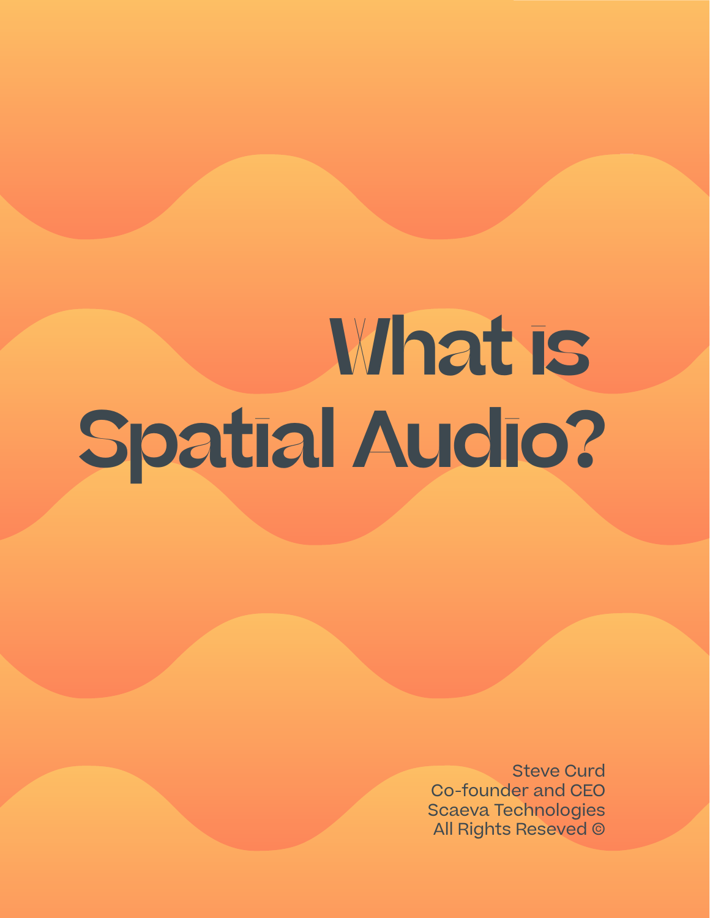# What is Spatial Audio?

Steve Curd
Co-founder and CEO
Scaeva Technologies
All Rights Reseved ©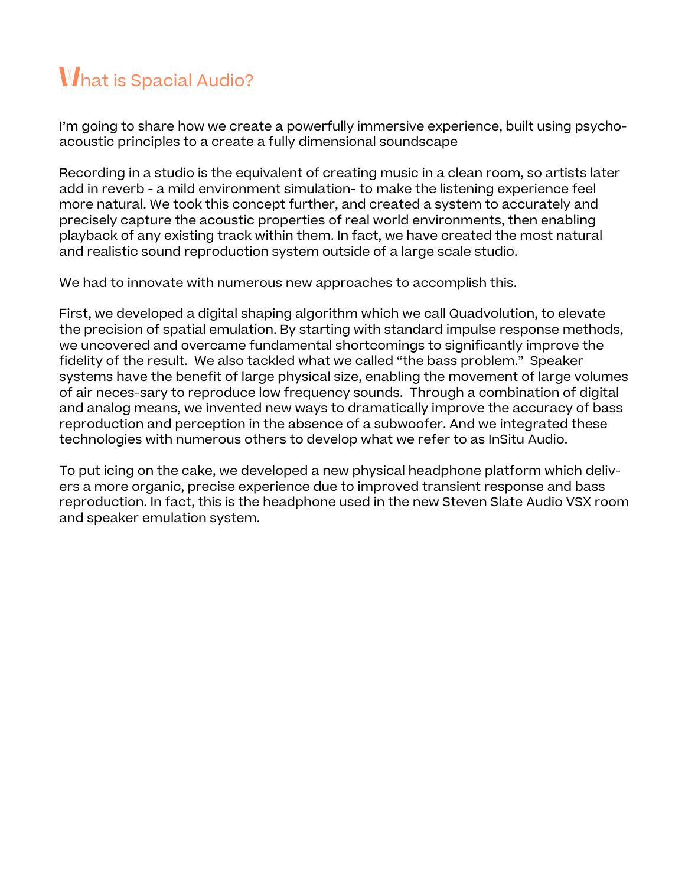# What is Spacial Audio?

I'm going to share how we create a powerfully immersive experience, built using psycho-acoustic principles to a create a fully dimensional soundscape

Recording in a studio is the equivalent of creating music in a clean room, so artists later add in reverb - a mild environment simulation- to make the listening experience feel more natural. We took this concept further, and created a system to accurately and precisely capture the acoustic properties of real world environments, then enabling playback of any existing track within them. In fact, we have created the most natural and realistic sound reproduction system outside of a large scale studio.

We had to innovate with numerous new approaches to accomplish this.

First, we developed a digital shaping algorithm which we call Quadvolution, to elevate the precision of spatial emulation. By starting with standard impulse response methods, we uncovered and overcame fundamental shortcomings to significantly improve the fidelity of the result. We also tackled what we called "the bass problem." Speaker systems have the benefit of large physical size, enabling the movement of large volumes of air neces-sary to reproduce low frequency sounds. Through a combination of digital and analog means, we invented new ways to dramatically improve the accuracy of bass reproduction and perception in the absence of a subwoofer. And we integrated these technologies with numerous others to develop what we refer to as InSitu Audio.

To put icing on the cake, we developed a new physical headphone platform which delivers a more organic, precise experience due to improved transient response and bass reproduction. In fact, this is the headphone used in the new Steven Slate Audio VSX room and speaker emulation system.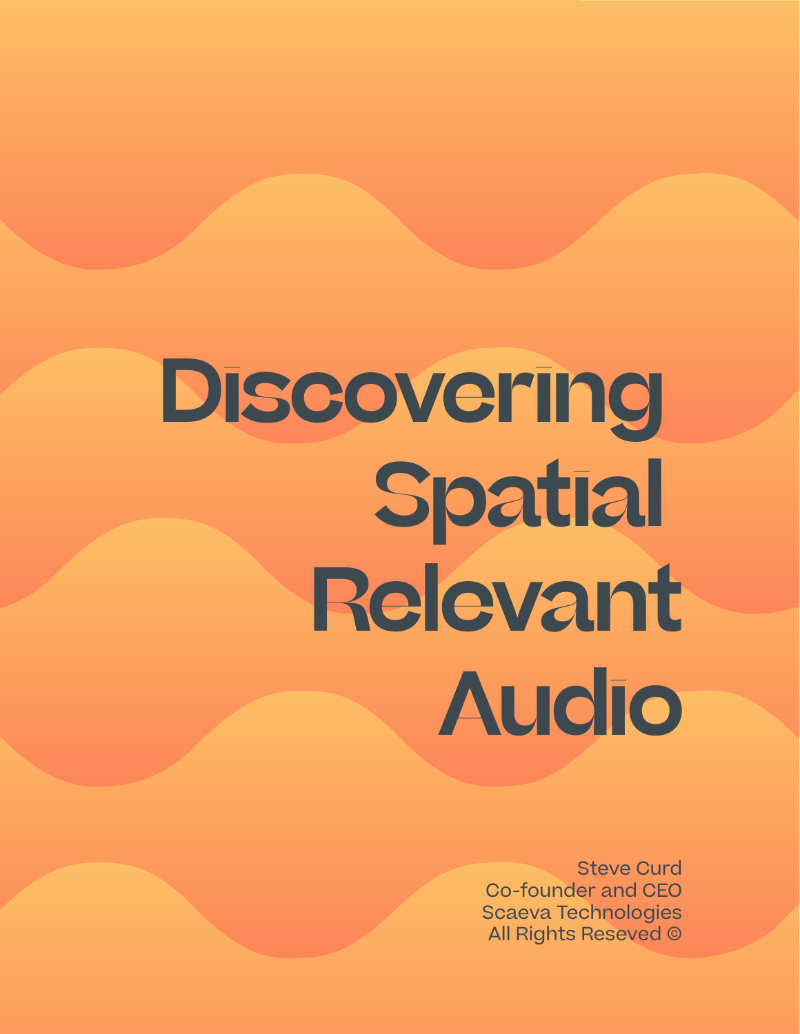# Discovering Spatial Relevant Audio

Steve Curd
Co-founder and CEO
Scaeva Technologies
All Rights Reseved ©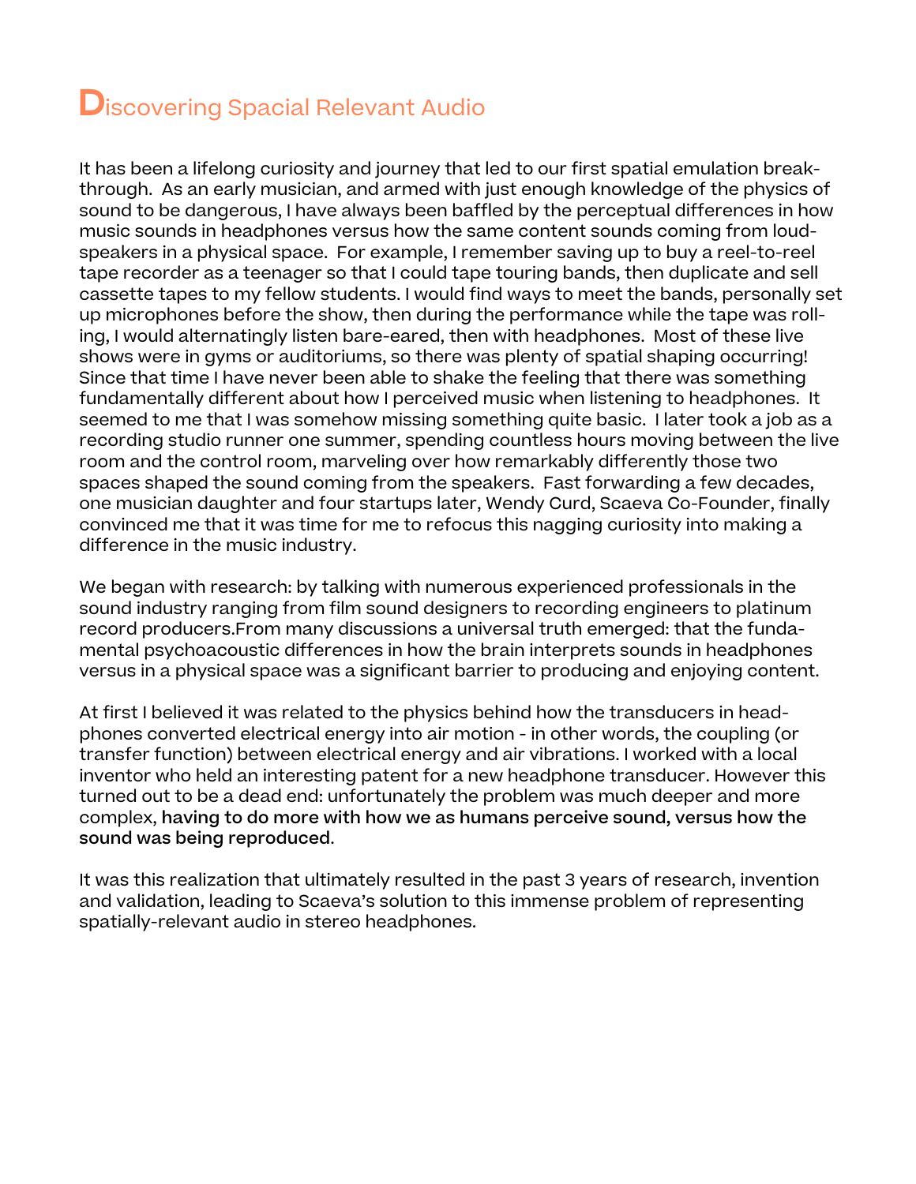# Discovering Spacial Relevant Audio

It has been a lifelong curiosity and journey that led to our first spatial emulation breakthrough. As an early musician, and armed with just enough knowledge of the physics of sound to be dangerous, I have always been baffled by the perceptual differences in how music sounds in headphones versus how the same content sounds coming from loudspeakers in a physical space. For example, I remember saving up to buy a reel-to-reel tape recorder as a teenager so that I could tape touring bands, then duplicate and sell cassette tapes to my fellow students. I would find ways to meet the bands, personally set up microphones before the show, then during the performance while the tape was rolling, I would alternatingly listen bare-eared, then with headphones. Most of these live shows were in gyms or auditoriums, so there was plenty of spatial shaping occurring! Since that time I have never been able to shake the feeling that there was something fundamentally different about how I perceived music when listening to headphones. It seemed to me that I was somehow missing something quite basic. I later took a job as a recording studio runner one summer, spending countless hours moving between the live room and the control room, marveling over how remarkably differently those two spaces shaped the sound coming from the speakers. Fast forwarding a few decades, one musician daughter and four startups later, Wendy Curd, Scaeva Co-Founder, finally convinced me that it was time for me to refocus this nagging curiosity into making a difference in the music industry.

We began with research: by talking with numerous experienced professionals in the sound industry ranging from film sound designers to recording engineers to platinum record producers.From many discussions a universal truth emerged: that the fundamental psychoacoustic differences in how the brain interprets sounds in headphones versus in a physical space was a significant barrier to producing and enjoying content.

At first I believed it was related to the physics behind how the transducers in headphones converted electrical energy into air motion - in other words, the coupling (or transfer function) between electrical energy and air vibrations. I worked with a local inventor who held an interesting patent for a new headphone transducer. However this turned out to be a dead end: unfortunately the problem was much deeper and more complex, **having to do more with how we as humans perceive sound, versus how the sound was being reproduced**.

It was this realization that ultimately resulted in the past 3 years of research, invention and validation, leading to Scaeva's solution to this immense problem of representing spatially-relevant audio in stereo headphones.